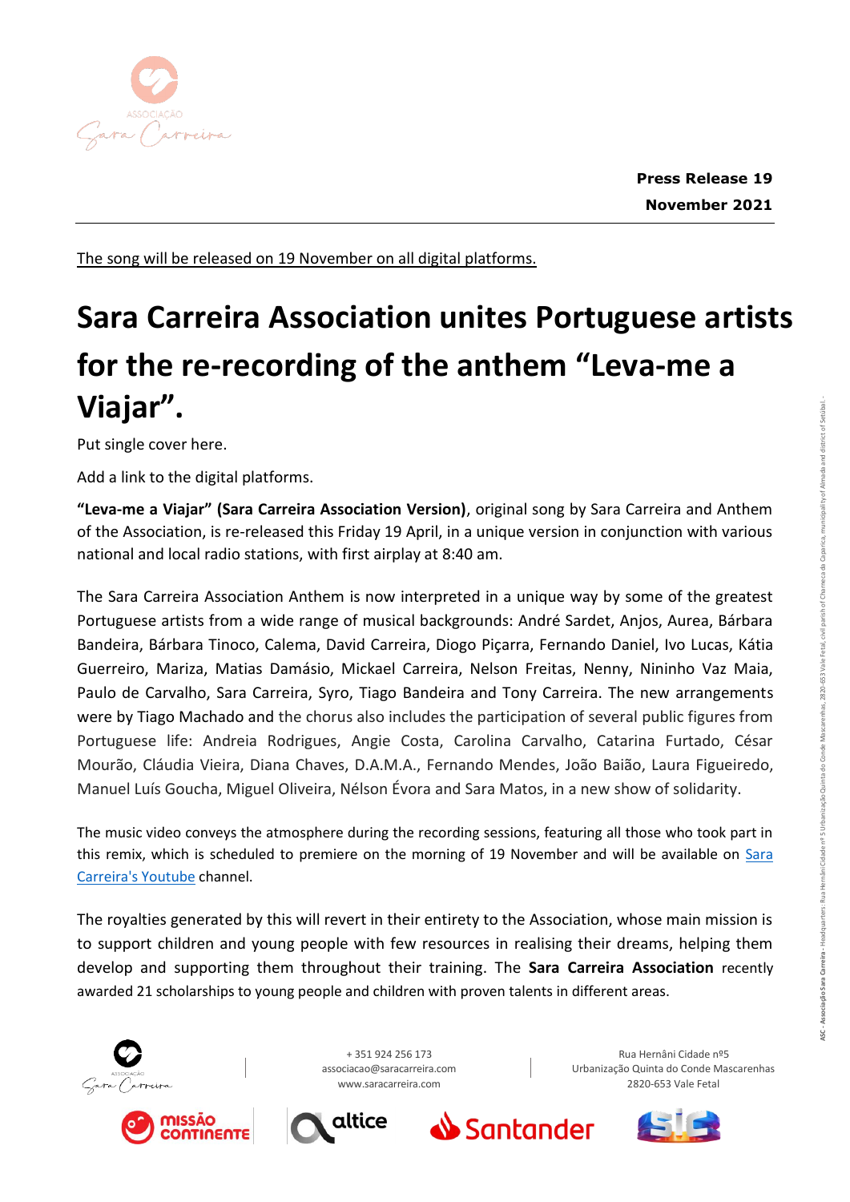**Press Release 19 November 2021**

The song will be released on 19 November on all digital platforms.

# Sara Carreira Association unites Portuguese artists for the re-recording of the anthem “Leva-me a Viajar”.

Put single cover here.

Add a link to the digital platforms.

**“Leva-me a Viajar” (Sara Carreira Association Version)**, original song by Sara Carreira and Anthem of the Association, is re-released this Friday 19 April, in a unique version in conjunction with various national and local radio stations, with first airplay at 8:40 am.

The Sara Carreira Association Anthem is now interpreted in a unique way by some of the greatest Portuguese artists from a wide range of musical backgrounds: André Sardet, Anjos, Aurea, Bárbara Bandeira, Bárbara Tinoco, Calema, David Carreira, Diogo Piçarra, Fernando Daniel, Ivo Lucas, Kátia Guerreiro, Mariza, Matias Damásio, Mickael Carreira, Nelson Freitas, Nenny, Nininho Vaz Maia, Paulo de Carvalho, Sara Carreira, Syro, Tiago Bandeira and Tony Carreira. The new arrangements were by Tiago Machado and the chorus also includes the participation of several public figures from Portuguese life: Andreia Rodrigues, Angie Costa, Carolina Carvalho, Catarina Furtado, César Mourão, Cláudia Vieira, Diana Chaves, D.A.M.A., Fernando Mendes, João Baião, Laura Figueiredo, Manuel Luís Goucha, Miguel Oliveira, Nélson Évora and Sara Matos, in a new show of solidarity.

The music video conveys the atmosphere during the recording sessions, featuring all those who took part in this remix, which is scheduled to premiere on the morning of 19 November and will be available on Sara Carreira's Youtube channel.

The royalties generated by this will revert in their entirety to the Association, whose main mission is to support children and young people with few resources in realising their dreams, helping them develop and supporting them throughout their training. The **Sara Carreira Association** recently awarded 21 scholarships to young people and children with proven talents in different areas.

+ 351 924 256 173
associacao@saracarreira.com
www.saracarreira.com

Rua Hernâni Cidade nº5
Urbanização Quinta do Conde Mascarenhas
2820-653 Vale Fetal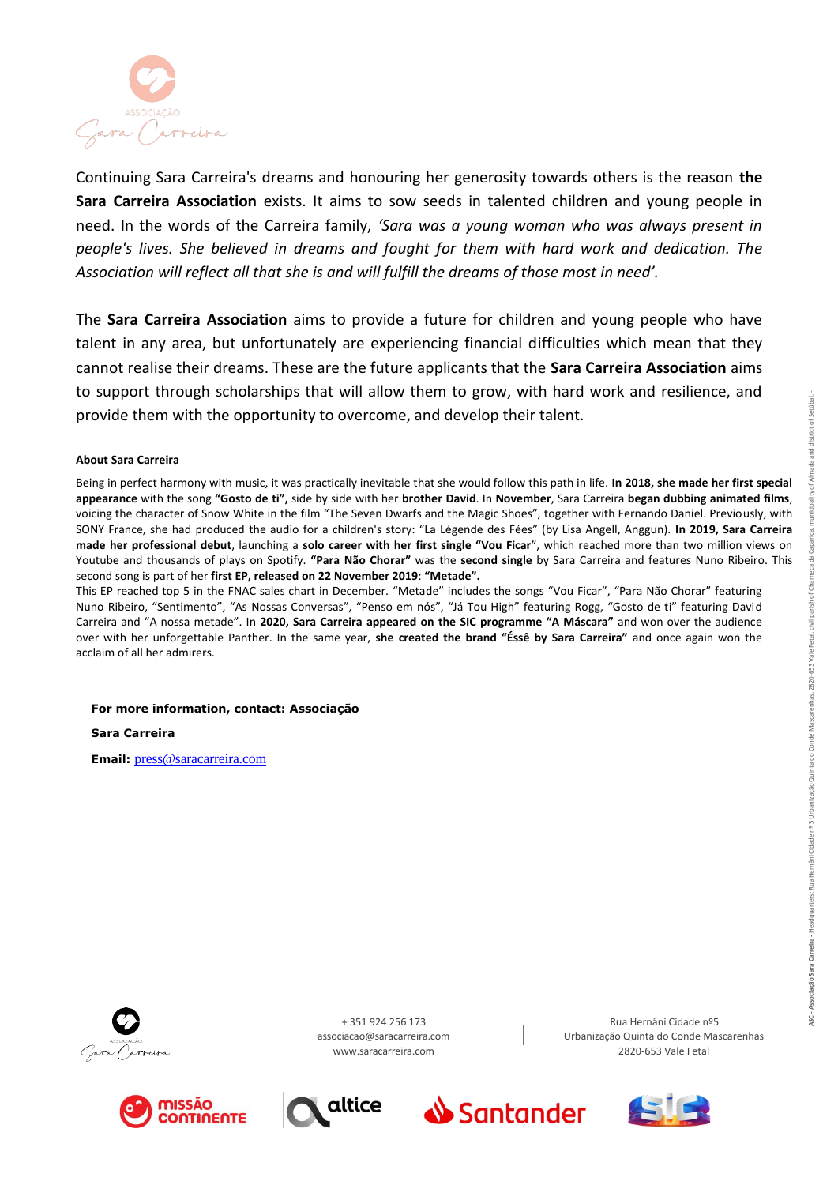Continuing Sara Carreira's dreams and honouring her generosity towards others is the reason **the Sara Carreira Association** exists. It aims to sow seeds in talented children and young people in need. In the words of the Carreira family, *'Sara was a young woman who was always present in people's lives. She believed in dreams and fought for them with hard work and dedication. The Association will reflect all that she is and will fulfill the dreams of those most in need'.*

The **Sara Carreira Association** aims to provide a future for children and young people who have talent in any area, but unfortunately are experiencing financial difficulties which mean that they cannot realise their dreams. These are the future applicants that the **Sara Carreira Association** aims to support through scholarships that will allow them to grow, with hard work and resilience, and provide them with the opportunity to overcome, and develop their talent.

**About Sara Carreira**

Being in perfect harmony with music, it was practically inevitable that she would follow this path in life. **In 2018, she made her first special appearance** with the song **"Gosto de ti",** side by side with her **brother David**. In **November**, Sara Carreira **began dubbing animated films**, voicing the character of Snow White in the film "The Seven Dwarfs and the Magic Shoes", together with Fernando Daniel. Previously, with SONY France, she had produced the audio for a children's story: "La Légende des Fées" (by Lisa Angell, Anggun). **In 2019, Sara Carreira made her professional debut**, launching a **solo career with her first single "Vou Ficar**", which reached more than two million views on Youtube and thousands of plays on Spotify. **"Para Não Chorar"** was the **second single** by Sara Carreira and features Nuno Ribeiro. This second song is part of her **first EP, released on 22 November 2019**: **"Metade".**
This EP reached top 5 in the FNAC sales chart in December. "Metade" includes the songs "Vou Ficar", "Para Não Chorar" featuring Nuno Ribeiro, "Sentimento", "As Nossas Conversas", "Penso em nós", "Já Tou High" featuring Rogg, "Gosto de ti" featuring David Carreira and "A nossa metade". In **2020, Sara Carreira appeared on the SIC programme "A Máscara"** and won over the audience over with her unforgettable Panther. In the same year, **she created the brand "Éssê by Sara Carreira"** and once again won the acclaim of all her admirers.

**For more information, contact: Associação Sara Carreira**

**Email:** press@saracarreira.com

+ 351 924 256 173
associacao@saracarreira.com
www.saracarreira.com

Rua Hernâni Cidade nº5
Urbanização Quinta do Conde Mascarenhas
2820-653 Vale Fetal